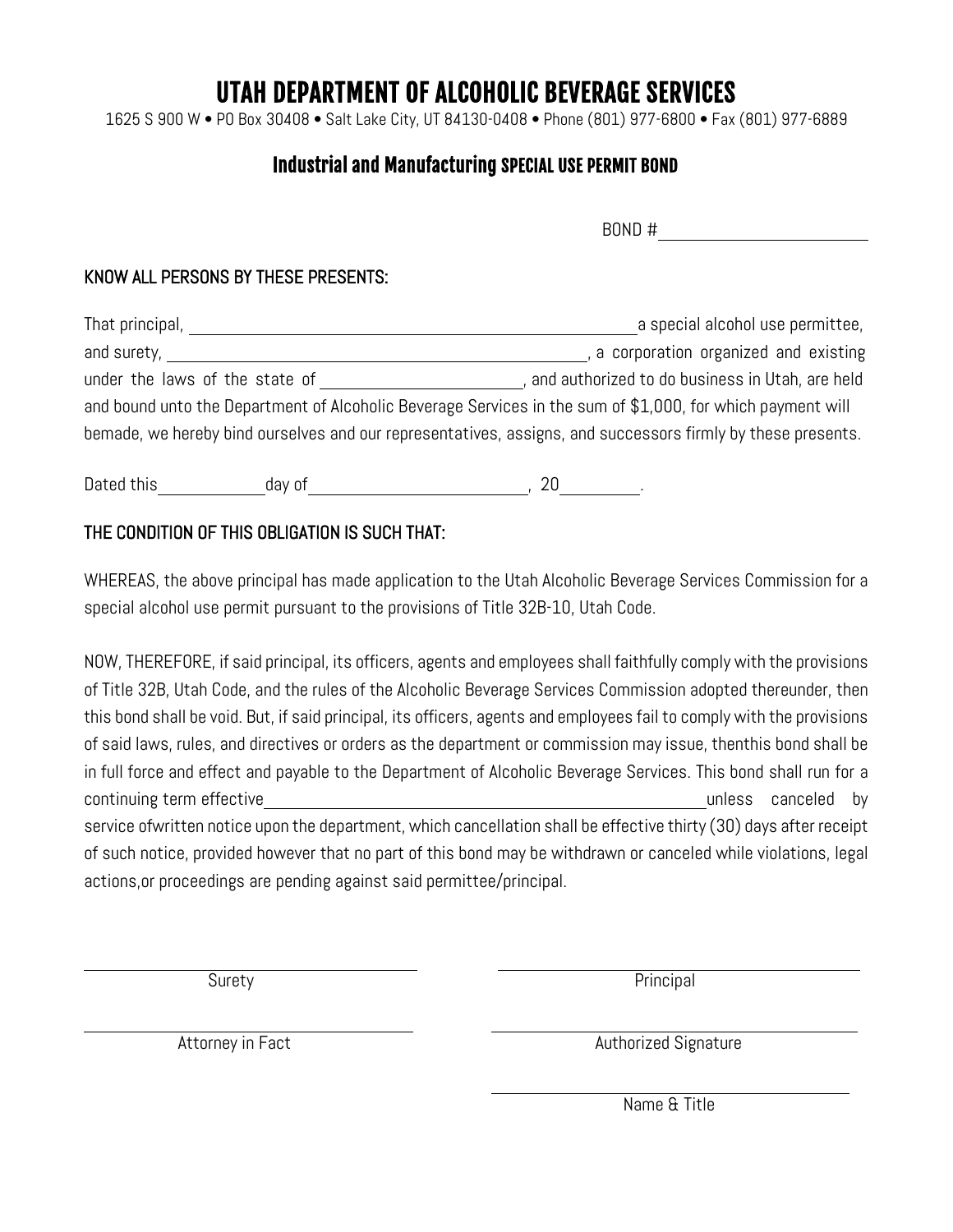# UTAH DEPARTMENT OF ALCOHOLIC BEVERAGE SERVICES

1625 S 900 W • PO Box 30408 • Salt Lake City, UT 84130-0408 • Phone (801) 977-6800 • Fax (801) 977-6889

## Industrial and Manufacturing SPECIAL USE PERMIT BOND

BOND # ____________________

### KNOW ALL PERSONS BY THESE PRESENTS:

That principal, ____________________________________________ a special alcohol use permittee, and surety, ____________________________________________, a corporation organized and existing under the laws of the state of ____________________, and authorized to do business in Utah, are held and bound unto the Department of Alcoholic Beverage Services in the sum of $1,000, for which payment will bemade, we hereby bind ourselves and our representatives, assigns, and successors firmly by these presents.

Dated this __________ day of ____________________, 20________.

### THE CONDITION OF THIS OBLIGATION IS SUCH THAT:

WHEREAS, the above principal has made application to the Utah Alcoholic Beverage Services Commission for a special alcohol use permit pursuant to the provisions of Title 32B-10, Utah Code.

NOW, THEREFORE, if said principal, its officers, agents and employees shall faithfully comply with the provisions of Title 32B, Utah Code, and the rules of the Alcoholic Beverage Services Commission adopted thereunder, then this bond shall be void. But, if said principal, its officers, agents and employees fail to comply with the provisions of said laws, rules, and directives or orders as the department or commission may issue, thenthis bond shall be in full force and effect and payable to the Department of Alcoholic Beverage Services. This bond shall run for a continuing term effective ____________________________________________ unless canceled by service ofwritten notice upon the department, which cancellation shall be effective thirty (30) days after receipt of such notice, provided however that no part of this bond may be withdrawn or canceled while violations, legal actions,or proceedings are pending against said permittee/principal.

______________________________
Surety

______________________________
Principal

______________________________
Attorney in Fact

______________________________
Authorized Signature

______________________________
Name & Title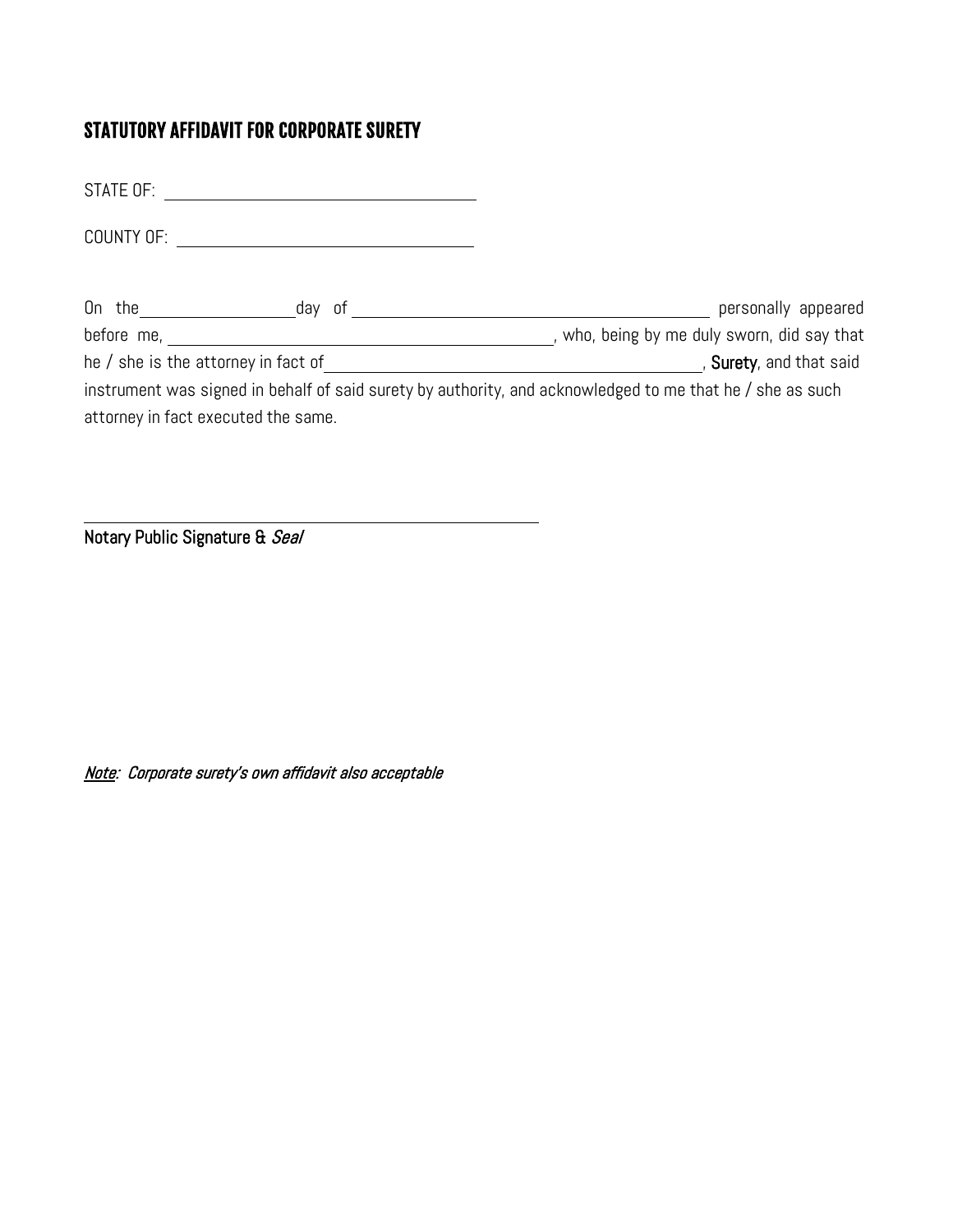# STATUTORY AFFIDAVIT FOR CORPORATE SURETY

STATE OF: ______________________________

COUNTY OF: ______________________________

On the ______________ day of ________________________________ personally appeared before me, ________________________________________, who, being by me duly sworn, did say that he / she is the attorney in fact of ________________________________________, **Surety**, and that said instrument was signed in behalf of said surety by authority, and acknowledged to me that he / she as such attorney in fact executed the same.

______________________________________________

**Notary Public Signature &** ***Seal***

*<u>Note</u>: Corporate surety's own affidavit also acceptable*